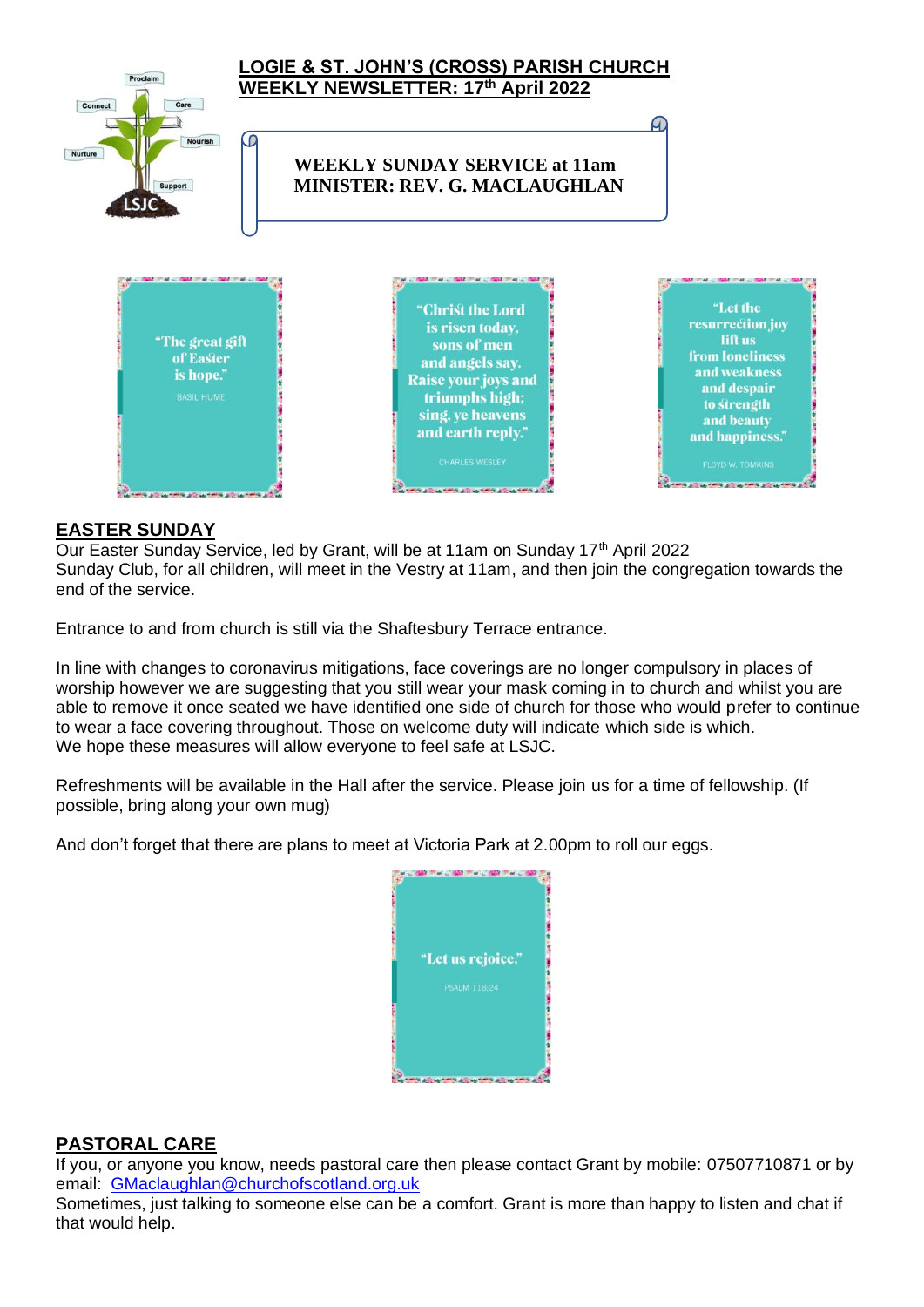# LOGIE & ST. JOHN'S (CROSS) PARISH CHURCH
## WEEKLY NEWSLETTER: 17th April 2022

**WEEKLY SUNDAY SERVICE at 11am**
**MINISTER: REV. G. MACLAUGHLAN**

"The great gift of Easter is hope."
BASIL HUME

"Christ the Lord is risen today, sons of men and angels say. Raise your joys and triumphs high; sing, ye heavens and earth reply."
CHARLES WESLEY

"Let the resurrection joy lift us from loneliness and weakness and despair to strength and beauty and happiness."
FLOYD W. TOMKINS

## EASTER SUNDAY

Our Easter Sunday Service, led by Grant, will be at 11am on Sunday 17th April 2022
Sunday Club, for all children, will meet in the Vestry at 11am, and then join the congregation towards the end of the service.

Entrance to and from church is still via the Shaftesbury Terrace entrance.

In line with changes to coronavirus mitigations, face coverings are no longer compulsory in places of worship however we are suggesting that you still wear your mask coming in to church and whilst you are able to remove it once seated we have identified one side of church for those who would prefer to continue to wear a face covering throughout. Those on welcome duty will indicate which side is which.
We hope these measures will allow everyone to feel safe at LSJC.

Refreshments will be available in the Hall after the service. Please join us for a time of fellowship. (If possible, bring along your own mug)

And don't forget that there are plans to meet at Victoria Park at 2.00pm to roll our eggs.

"Let us rejoice."
PSALM 118:24

## PASTORAL CARE

If you, or anyone you know, needs pastoral care then please contact Grant by mobile: 07507710871 or by email: GMaclaughlan@churchofscotland.org.uk
Sometimes, just talking to someone else can be a comfort. Grant is more than happy to listen and chat if that would help.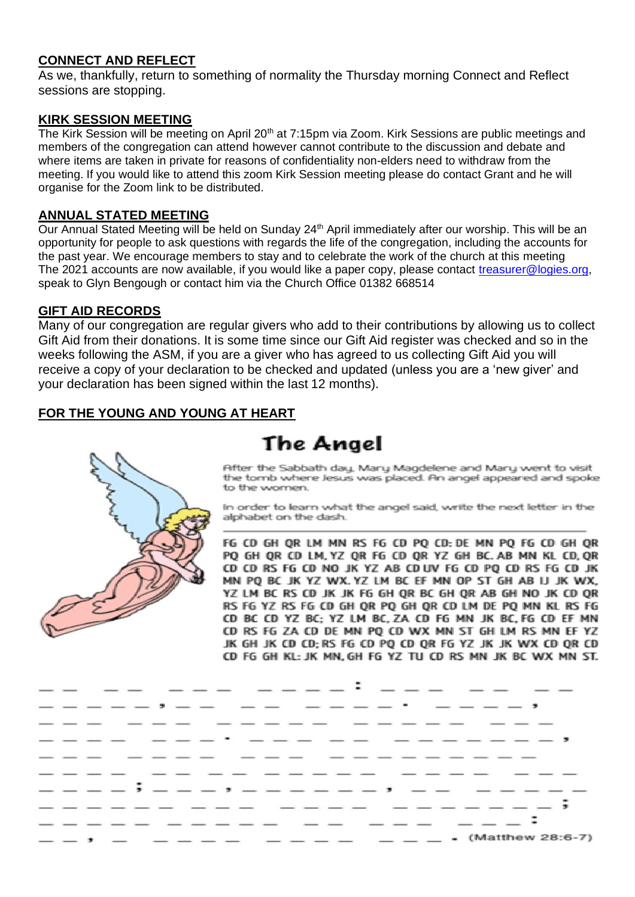## CONNECT AND REFLECT

As we, thankfully, return to something of normality the Thursday morning Connect and Reflect sessions are stopping.

## KIRK SESSION MEETING

The Kirk Session will be meeting on April 20th at 7:15pm via Zoom. Kirk Sessions are public meetings and members of the congregation can attend however cannot contribute to the discussion and debate and where items are taken in private for reasons of confidentiality non-elders need to withdraw from the meeting. If you would like to attend this zoom Kirk Session meeting please do contact Grant and he will organise for the Zoom link to be distributed.

## ANNUAL STATED MEETING

Our Annual Stated Meeting will be held on Sunday 24th April immediately after our worship. This will be an opportunity for people to ask questions with regards the life of the congregation, including the accounts for the past year. We encourage members to stay and to celebrate the work of the church at this meeting
The 2021 accounts are now available, if you would like a paper copy, please contact treasurer@logies.org, speak to Glyn Bengough or contact him via the Church Office 01382 668514

## GIFT AID RECORDS

Many of our congregation are regular givers who add to their contributions by allowing us to collect Gift Aid from their donations. It is some time since our Gift Aid register was checked and so in the weeks following the ASM, if you are a giver who has agreed to us collecting Gift Aid you will receive a copy of your declaration to be checked and updated (unless you are a 'new giver' and your declaration has been signed within the last 12 months).

## FOR THE YOUNG AND YOUNG AT HEART

### The Angel

After the Sabbath day, Mary Magdelene and Mary went to visit the tomb where Jesus was placed. An angel appeared and spoke to the women.

In order to learn what the angel said, write the next letter in the alphabet on the dash.

FG CD GH QR LM MN RS FG CD PQ CD: DE MN PQ FG CD GH QR PQ GH QR CD LM, YZ QR FG CD QR YZ GH BC. AB MN KL CD, QR CD CD RS FG CD NO JK YZ AB CD UV FG CD PQ CD RS FG CD JK MN PQ BC JK YZ WX. YZ LM BC EF MN OP ST GH AB IJ JK WX, YZ LM BC RS CD JK JK FG GH QR BC GH QR AB GH NO JK CD QR RS FG YZ RS FG CD GH QR PQ GH QR CD LM DE PQ MN KL RS FG CD BC CD YZ BC; YZ LM BC, ZA CD FG MN JK BC, FG CD EF MN CD RS FG ZA CD DE MN PQ CD WX MN ST GH LM RS MN EF YZ JK GH JK CD CD; RS FG CD PQ CD QR FG YZ JK JK WX CD QR CD CD FG GH KL: JK MN, GH FG YZ TU CD RS MN JK BC WX MN ST.

\_\_ \_\_   \_\_ \_\_ \_\_   \_\_ \_\_ \_\_ \_\_ :   \_\_ \_\_ \_\_   \_\_ \_\_   \_\_ \_\_
\_\_ \_\_ \_\_ \_\_ \_\_ ,   \_\_ \_\_   \_\_ \_\_   \_\_ \_\_ \_\_ \_\_ .   \_\_ \_\_ \_\_ \_\_ \_\_ ,
\_\_ \_\_ \_\_   \_\_ \_\_ \_\_   \_\_ \_\_ \_\_ \_\_ \_\_   \_\_ \_\_ \_\_ \_\_ \_\_   \_\_ \_\_ \_\_
\_\_ \_\_ \_\_ \_\_   \_\_ \_\_ \_\_ .   \_\_ \_\_ \_\_   \_\_ \_\_   \_\_ \_\_ \_\_ \_\_ \_\_ \_\_ \_\_ ,
\_\_ \_\_ \_\_   \_\_ \_\_ \_\_ \_\_   \_\_ \_\_ \_\_   \_\_ \_\_ \_\_ \_\_ \_\_ \_\_ \_\_ \_\_ \_\_
\_\_ \_\_ \_\_ \_\_   \_\_ \_\_ \_\_   \_\_ \_\_   \_\_ \_\_ \_\_ \_\_ \_\_ \_\_   \_\_ \_\_ \_\_ \_\_   \_\_ \_\_ \_\_
\_\_ \_\_ \_\_ \_\_ ;   \_\_ \_\_ \_\_ ,   \_\_ \_\_ \_\_ \_\_ \_\_ \_\_ \_\_ ,   \_\_ \_\_   \_\_ \_\_ \_\_ \_\_ \_\_
\_\_ \_\_ \_\_ \_\_ \_\_ \_\_   \_\_ \_\_ \_\_   \_\_ \_\_ \_\_ \_\_   \_\_ \_\_ \_\_ \_\_ \_\_ \_\_ \_\_ \_\_ ;
\_\_ \_\_ \_\_ \_\_ \_\_   \_\_ \_\_ \_\_ \_\_ \_\_ \_\_   \_\_ \_\_   \_\_ \_\_ \_\_   \_\_ \_\_ \_\_ \_\_ :
\_\_ \_\_ ,   \_\_   \_\_ \_\_ \_\_ \_\_   \_\_ \_\_ \_\_ \_\_   \_\_ \_\_ \_\_ .   (Matthew 28:6-7)